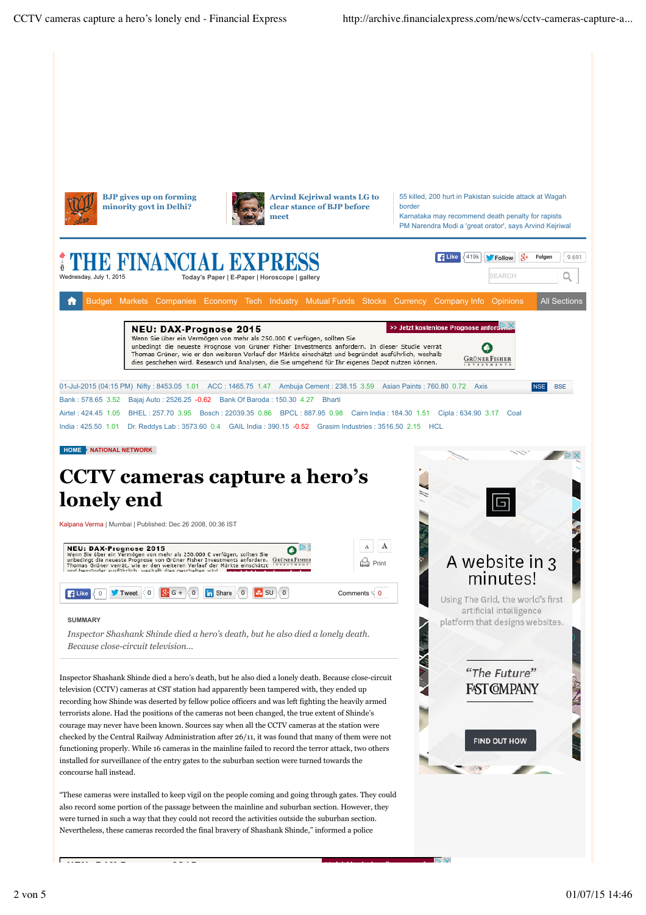BJP gives up on forming minority govt in Delhi?

Arvind Kejriwal wants LG to clear stance of BJP before meet

55 killed, 200 hurt in Pakistan suicide attack at Wagah border
Karnataka may recommend death penalty for rapists
PM Narendra Modi a 'great orator', says Arvind Kejriwal

THE FINANCIAL EXPRESS

Wednesday, July 1, 2015

Today's Paper | E-Paper | Horoscope | gallery

Budget Markets Companies Economy Tech Industry Mutual Funds Stocks Currency Company Info Opinions All Sections

01-Jul-2015 (04:15 PM) Nifty : 8453.05 1.01 ACC : 1465.75 1.47 Ambuja Cement : 238.15 3.59 Asian Paints : 760.80 0.72 Axis Bank : 578.65 3.52 Bajaj Auto : 2526.25 -0.62 Bank Of Baroda : 150.30 4.27 Bharti Airtel : 424.45 1.05 BHEL : 257.70 3.95 Bosch : 22039.35 0.86 BPCL : 887.95 0.98 Cairn India : 184.30 1.51 Cipla : 634.90 3.17 Coal India : 425.50 1.01 Dr. Reddys Lab : 3573.60 0.4 GAIL India : 390.15 -0.52 Grasim Industries : 3516.50 2.15 HCL

HOME NATIONAL NETWORK

# CCTV cameras capture a hero's lonely end

Kalpana Verma | Mumbai | Published: Dec 26 2008, 00:36 IST

SUMMARY

*Inspector Shashank Shinde died a hero's death, but he also died a lonely death. Because close-circuit television...*

Inspector Shashank Shinde died a hero's death, but he also died a lonely death. Because close-circuit television (CCTV) cameras at CST station had apparently been tampered with, they ended up recording how Shinde was deserted by fellow police officers and was left fighting the heavily armed terrorists alone. Had the positions of the cameras not been changed, the true extent of Shinde's courage may never have been known. Sources say when all the CCTV cameras at the station were checked by the Central Railway Administration after 26/11, it was found that many of them were not functioning properly. While 16 cameras in the mainline failed to record the terror attack, two others installed for surveillance of the entry gates to the suburban section were turned towards the concourse hall instead.

"These cameras were installed to keep vigil on the people coming and going through gates. They could also record some portion of the passage between the mainline and suburban section. However, they were turned in such a way that they could not record the activities outside the suburban section. Nevertheless, these cameras recorded the final bravery of Shashank Shinde," informed a police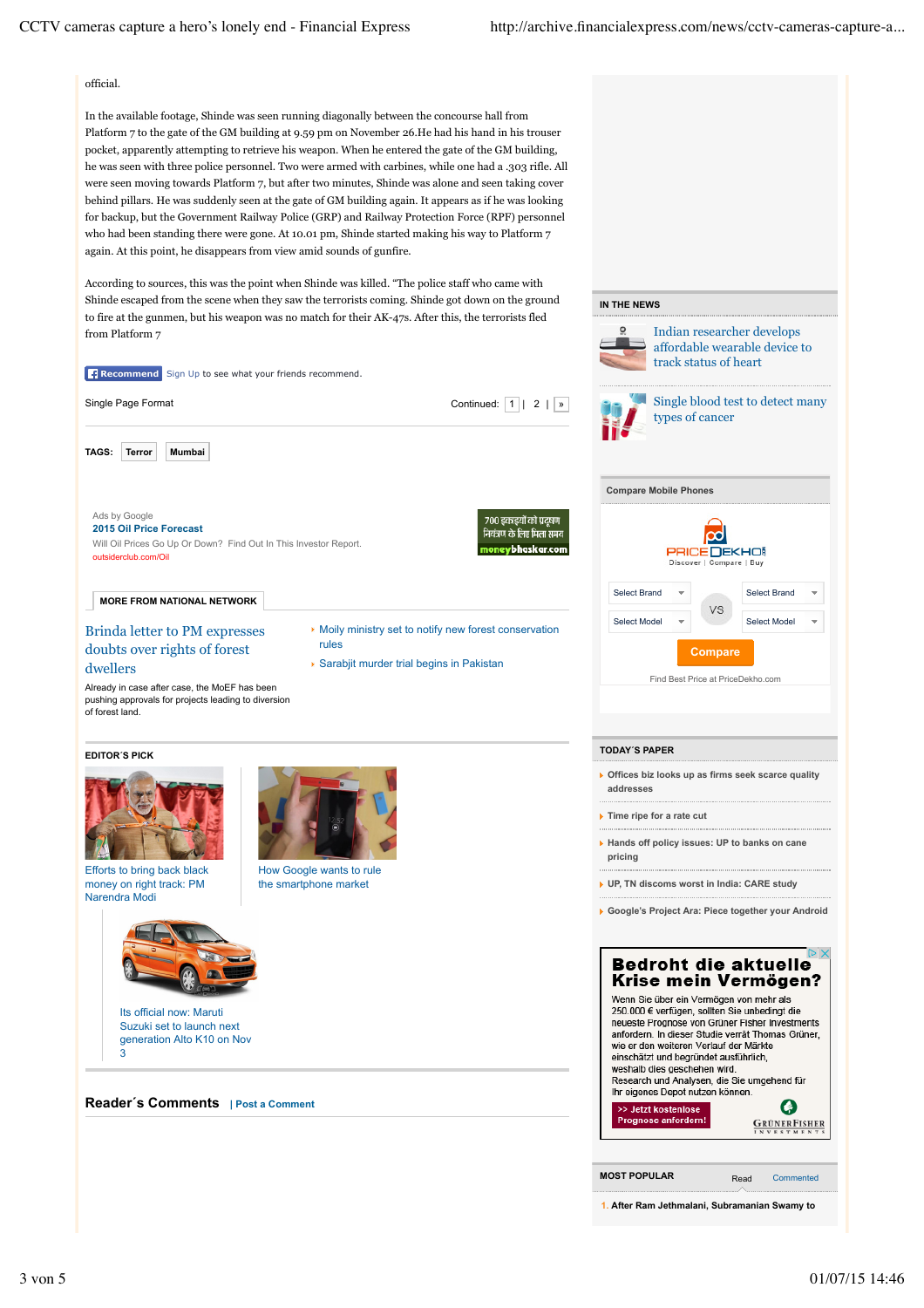official.

In the available footage, Shinde was seen running diagonally between the concourse hall from Platform 7 to the gate of the GM building at 9.59 pm on November 26.He had his hand in his trouser pocket, apparently attempting to retrieve his weapon. When he entered the gate of the GM building, he was seen with three police personnel. Two were armed with carbines, while one had a .303 rifle. All were seen moving towards Platform 7, but after two minutes, Shinde was alone and seen taking cover behind pillars. He was suddenly seen at the gate of GM building again. It appears as if he was looking for backup, but the Government Railway Police (GRP) and Railway Protection Force (RPF) personnel who had been standing there were gone. At 10.01 pm, Shinde started making his way to Platform 7 again. At this point, he disappears from view amid sounds of gunfire.

According to sources, this was the point when Shinde was killed. "The police staff who came with Shinde escaped from the scene when they saw the terrorists coming. Shinde got down on the ground to fire at the gunmen, but his weapon was no match for their AK-47s. After this, the terrorists fled from Platform 7

Recommend Sign Up to see what your friends recommend.

Single Page Format

Continued: 1 | 2 | »

TAGS: Terror Mumbai

Ads by Google
**2015 Oil Price Forecast**
Will Oil Prices Go Up Or Down? Find Out In This Investor Report.
outsiderclub.com/Oil

700 इकाइयों को प्रदूषण नियंत्रण के लिए मिला समय
moneybhaskar.com

### MORE FROM NATIONAL NETWORK

**Brinda letter to PM expresses doubts over rights of forest dwellers**

Already in case after case, the MoEF has been pushing approvals for projects leading to diversion of forest land.

- Moily ministry set to notify new forest conservation rules
- Sarabjit murder trial begins in Pakistan

### EDITOR´S PICK

Efforts to bring back black money on right track: PM Narendra Modi

How Google wants to rule the smartphone market

Its official now: Maruti Suzuki set to launch next generation Alto K10 on Nov 3

### Reader´s Comments

| Post a Comment

### IN THE NEWS

Indian researcher develops affordable wearable device to track status of heart

Single blood test to detect many types of cancer

### Compare Mobile Phones

PRICEDEKHO
Discover | Compare | Buy

Select Brand | VS | Select Brand
Select Model | | Select Model

Compare

Find Best Price at PriceDekho.com

### TODAY´S PAPER

- Offices biz looks up as firms seek scarce quality addresses
- Time ripe for a rate cut
- Hands off policy issues: UP to banks on cane pricing
- UP, TN discoms worst in India: CARE study
- Google's Project Ara: Piece together your Android

**Bedroht die aktuelle Krise mein Vermögen?**

Wenn Sie über ein Vermögen von mehr als 250.000 € verfügen, sollten Sie unbedingt die neueste Prognose von Grüner Fisher Investments anfordern. In dieser Studie verrät Thomas Grüner, wie er den weiteren Verlauf der Märkte einschätzt und begründet ausführlich, weshalb dies geschehen wird.
Research und Analysen, die Sie umgehend für Ihr eigenes Depot nutzen können.

>> Jetzt kostenlose Prognose anfordern!

GRÜNERFISHER INVESTMENTS

### MOST POPULAR

Read | Commented

1. After Ram Jethmalani, Subramanian Swamy to